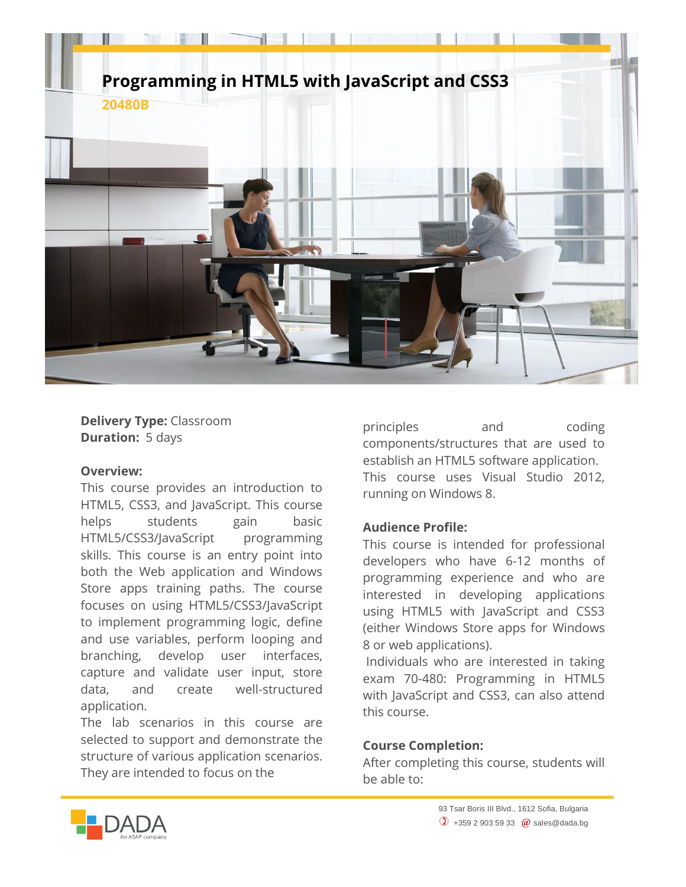# Programming in HTML5 with JavaScript and CSS3

**20480B**

**Delivery Type:** Classroom
**Duration:** 5 days

**Overview:**
This course provides an introduction to HTML5, CSS3, and JavaScript. This course helps students gain basic HTML5/CSS3/JavaScript programming skills. This course is an entry point into both the Web application and Windows Store apps training paths. The course focuses on using HTML5/CSS3/JavaScript to implement programming logic, define and use variables, perform looping and branching, develop user interfaces, capture and validate user input, store data, and create well-structured application.
The lab scenarios in this course are selected to support and demonstrate the structure of various application scenarios. They are intended to focus on the principles and coding components/structures that are used to establish an HTML5 software application.
This course uses Visual Studio 2012, running on Windows 8.

**Audience Profile:**
This course is intended for professional developers who have 6-12 months of programming experience and who are interested in developing applications using HTML5 with JavaScript and CSS3 (either Windows Store apps for Windows 8 or web applications).
Individuals who are interested in taking exam 70-480: Programming in HTML5 with JavaScript and CSS3, can also attend this course.

**Course Completion:**
After completing this course, students will be able to: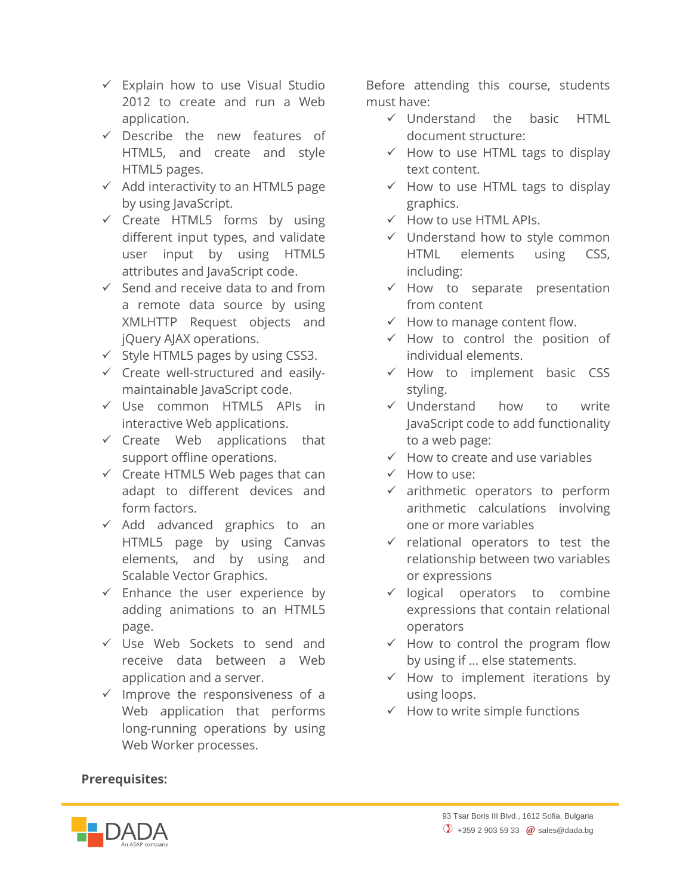- ✓ Explain how to use Visual Studio 2012 to create and run a Web application.
- ✓ Describe the new features of HTML5, and create and style HTML5 pages.
- ✓ Add interactivity to an HTML5 page by using JavaScript.
- ✓ Create HTML5 forms by using different input types, and validate user input by using HTML5 attributes and JavaScript code.
- ✓ Send and receive data to and from a remote data source by using XMLHTTP Request objects and jQuery AJAX operations.
- ✓ Style HTML5 pages by using CSS3.
- ✓ Create well-structured and easily-maintainable JavaScript code.
- ✓ Use common HTML5 APIs in interactive Web applications.
- ✓ Create Web applications that support offline operations.
- ✓ Create HTML5 Web pages that can adapt to different devices and form factors.
- ✓ Add advanced graphics to an HTML5 page by using Canvas elements, and by using and Scalable Vector Graphics.
- ✓ Enhance the user experience by adding animations to an HTML5 page.
- ✓ Use Web Sockets to send and receive data between a Web application and a server.
- ✓ Improve the responsiveness of a Web application that performs long-running operations by using Web Worker processes.

**Prerequisites:**

Before attending this course, students must have:

- ✓ Understand the basic HTML document structure:
- ✓ How to use HTML tags to display text content.
- ✓ How to use HTML tags to display graphics.
- ✓ How to use HTML APIs.
- ✓ Understand how to style common HTML elements using CSS, including:
- ✓ How to separate presentation from content
- ✓ How to manage content flow.
- ✓ How to control the position of individual elements.
- ✓ How to implement basic CSS styling.
- ✓ Understand how to write JavaScript code to add functionality to a web page:
- ✓ How to create and use variables
- ✓ How to use:
- ✓ arithmetic operators to perform arithmetic calculations involving one or more variables
- ✓ relational operators to test the relationship between two variables or expressions
- ✓ logical operators to combine expressions that contain relational operators
- ✓ How to control the program flow by using if … else statements.
- ✓ How to implement iterations by using loops.
- ✓ How to write simple functions